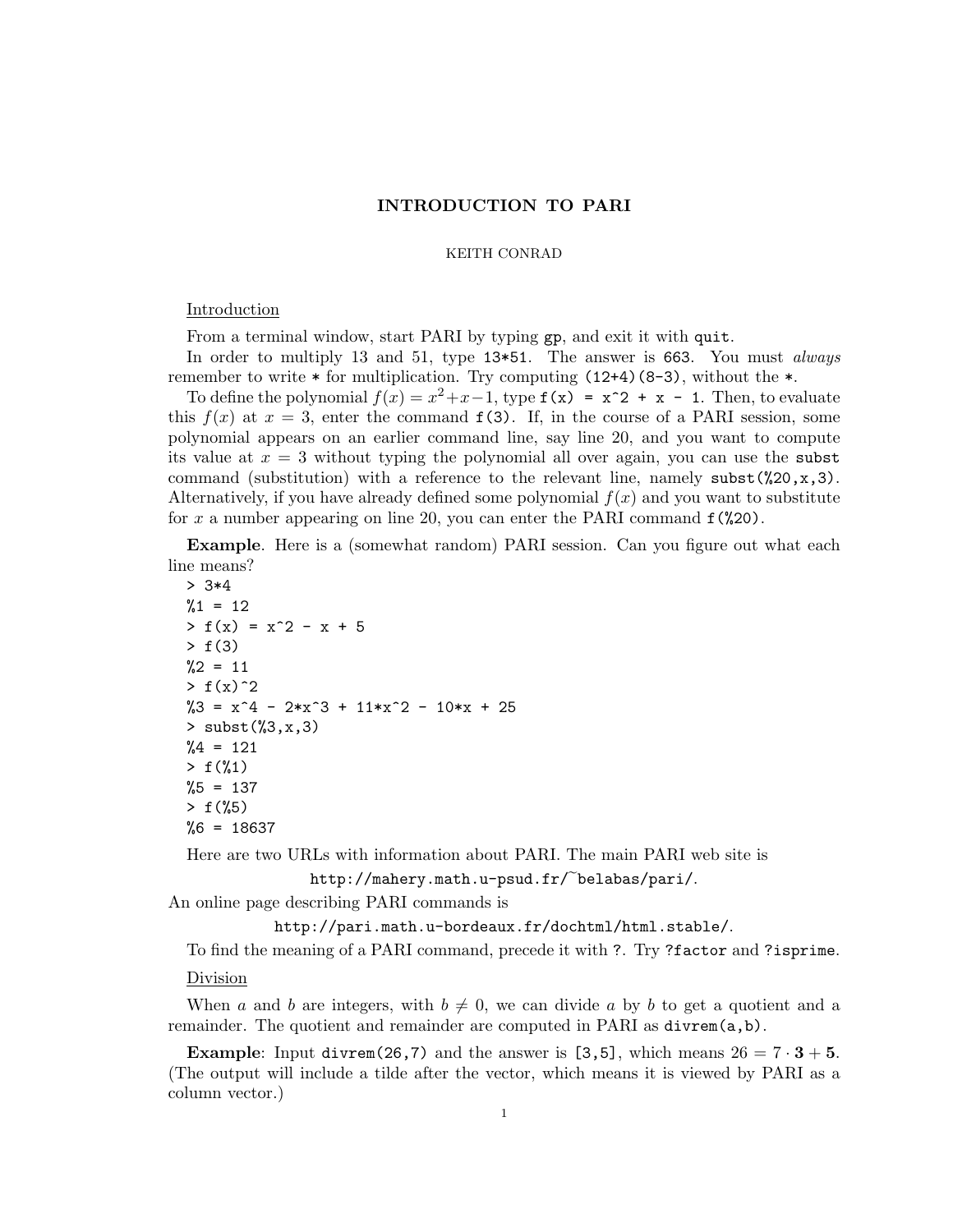# INTRODUCTION TO PARI

KEITH CONRAD

## Introduction

From a terminal window, start PARI by typing `gp`, and exit it with `quit`.

In order to multiply 13 and 51, type `13*51`. The answer is `663`. You must *always* remember to write `*` for multiplication. Try computing `(12+4)(8-3)`, without the `*`.

To define the polynomial $f(x) = x^2+x-1$, type `f(x) = x^2 + x - 1`. Then, to evaluate this $f(x)$ at $x = 3$, enter the command `f(3)`. If, in the course of a PARI session, some polynomial appears on an earlier command line, say line 20, and you want to compute its value at $x = 3$ without typing the polynomial all over again, you can use the `subst` command (substitution) with a reference to the relevant line, namely `subst(%20,x,3)`. Alternatively, if you have already defined some polynomial $f(x)$ and you want to substitute for $x$ a number appearing on line 20, you can enter the PARI command `f(%20)`.

**Example**. Here is a (somewhat random) PARI session. Can you figure out what each line means?

```
> 3*4
%1 = 12
> f(x) = x^2 - x + 5
> f(3)
%2 = 11
> f(x)^2
%3 = x^4 - 2*x^3 + 11*x^2 - 10*x + 25
> subst(%3,x,3)
%4 = 121
> f(%1)
%5 = 137
> f(%5)
%6 = 18637
```

Here are two URLs with information about PARI. The main PARI web site is

`http://mahery.math.u-psud.fr/~belabas/pari/`.

An online page describing PARI commands is

`http://pari.math.u-bordeaux.fr/dochtml/html.stable/`.

To find the meaning of a PARI command, precede it with `?`. Try `?factor` and `?isprime`.

## Division

When $a$ and $b$ are integers, with $b \neq 0$, we can divide $a$ by $b$ to get a quotient and a remainder. The quotient and remainder are computed in PARI as `divrem(a,b)`.

**Example**: Input `divrem(26,7)` and the answer is `[3,5]`, which means $26 = 7 \cdot \mathbf{3} + \mathbf{5}$. (The output will include a tilde after the vector, which means it is viewed by PARI as a column vector.)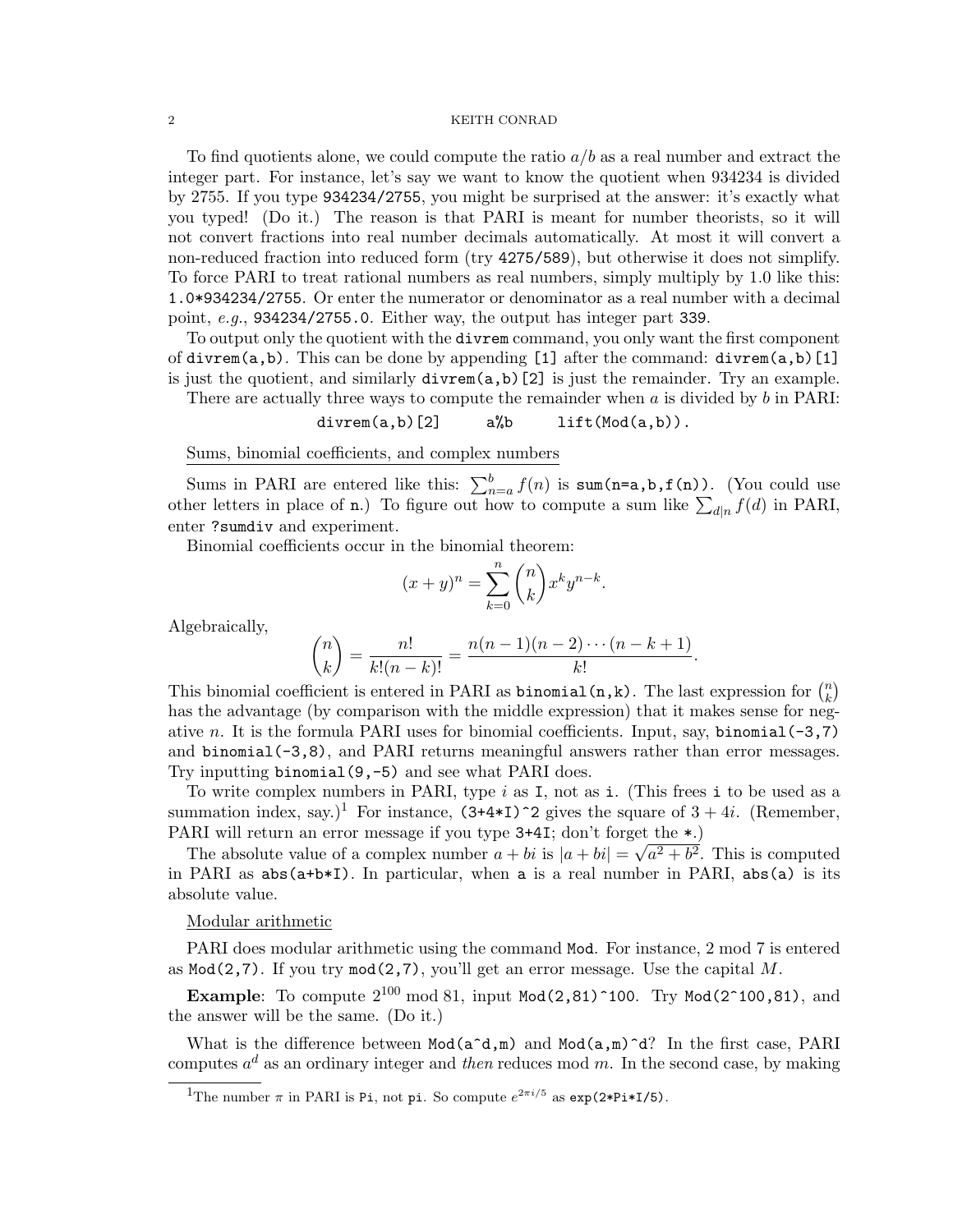To find quotients alone, we could compute the ratio $a/b$ as a real number and extract the integer part. For instance, let's say we want to know the quotient when 934234 is divided by 2755. If you type `934234/2755`, you might be surprised at the answer: it's exactly what you typed! (Do it.) The reason is that PARI is meant for number theorists, so it will not convert fractions into real number decimals automatically. At most it will convert a non-reduced fraction into reduced form (try `4275/589`), but otherwise it does not simplify. To force PARI to treat rational numbers as real numbers, simply multiply by 1.0 like this: `1.0*934234/2755`. Or enter the numerator or denominator as a real number with a decimal point, *e.g.*, `934234/2755.0`. Either way, the output has integer part `339`.

To output only the quotient with the `divrem` command, you only want the first component of `divrem(a,b)`. This can be done by appending `[1]` after the command: `divrem(a,b)[1]` is just the quotient, and similarly `divrem(a,b)[2]` is just the remainder. Try an example.

There are actually three ways to compute the remainder when $a$ is divided by $b$ in PARI:

```
divrem(a,b)[2]      a%b      lift(Mod(a,b)).
```

Sums, binomial coefficients, and complex numbers

Sums in PARI are entered like this: $\sum_{n=a}^{b} f(n)$ is `sum(n=a,b,f(n))`. (You could use other letters in place of `n`.) To figure out how to compute a sum like $\sum_{d|n} f(d)$ in PARI, enter `?sumdiv` and experiment.

Binomial coefficients occur in the binomial theorem:

$$(x+y)^n = \sum_{k=0}^{n} \binom{n}{k} x^k y^{n-k}.$$

Algebraically,

$$\binom{n}{k} = \frac{n!}{k!(n-k)!} = \frac{n(n-1)(n-2)\cdots(n-k+1)}{k!}.$$

This binomial coefficient is entered in PARI as `binomial(n,k)`. The last expression for $\binom{n}{k}$ has the advantage (by comparison with the middle expression) that it makes sense for negative $n$. It is the formula PARI uses for binomial coefficients. Input, say, `binomial(-3,7)` and `binomial(-3,8)`, and PARI returns meaningful answers rather than error messages. Try inputting `binomial(9,-5)` and see what PARI does.

To write complex numbers in PARI, type $i$ as `I`, not as `i`. (This frees `i` to be used as a summation index, say.)[1] For instance, `(3+4*I)^2` gives the square of $3+4i$. (Remember, PARI will return an error message if you type `3+4I`; don't forget the `*`.)

The absolute value of a complex number $a+bi$ is $|a+bi| = \sqrt{a^2+b^2}$. This is computed in PARI as `abs(a+b*I)`. In particular, when `a` is a real number in PARI, `abs(a)` is its absolute value.

Modular arithmetic

PARI does modular arithmetic using the command `Mod`. For instance, 2 mod 7 is entered as `Mod(2,7)`. If you try `mod(2,7)`, you'll get an error message. Use the capital $M$.

**Example**: To compute $2^{100}$ mod 81, input `Mod(2,81)^100`. Try `Mod(2^100,81)`, and the answer will be the same. (Do it.)

What is the difference between `Mod(a^d,m)` and `Mod(a,m)^d`? In the first case, PARI computes $a^d$ as an ordinary integer and *then* reduces mod $m$. In the second case, by making

[1] The number $\pi$ in PARI is `Pi`, not `pi`. So compute $e^{2\pi i/5}$ as `exp(2*Pi*I/5)`.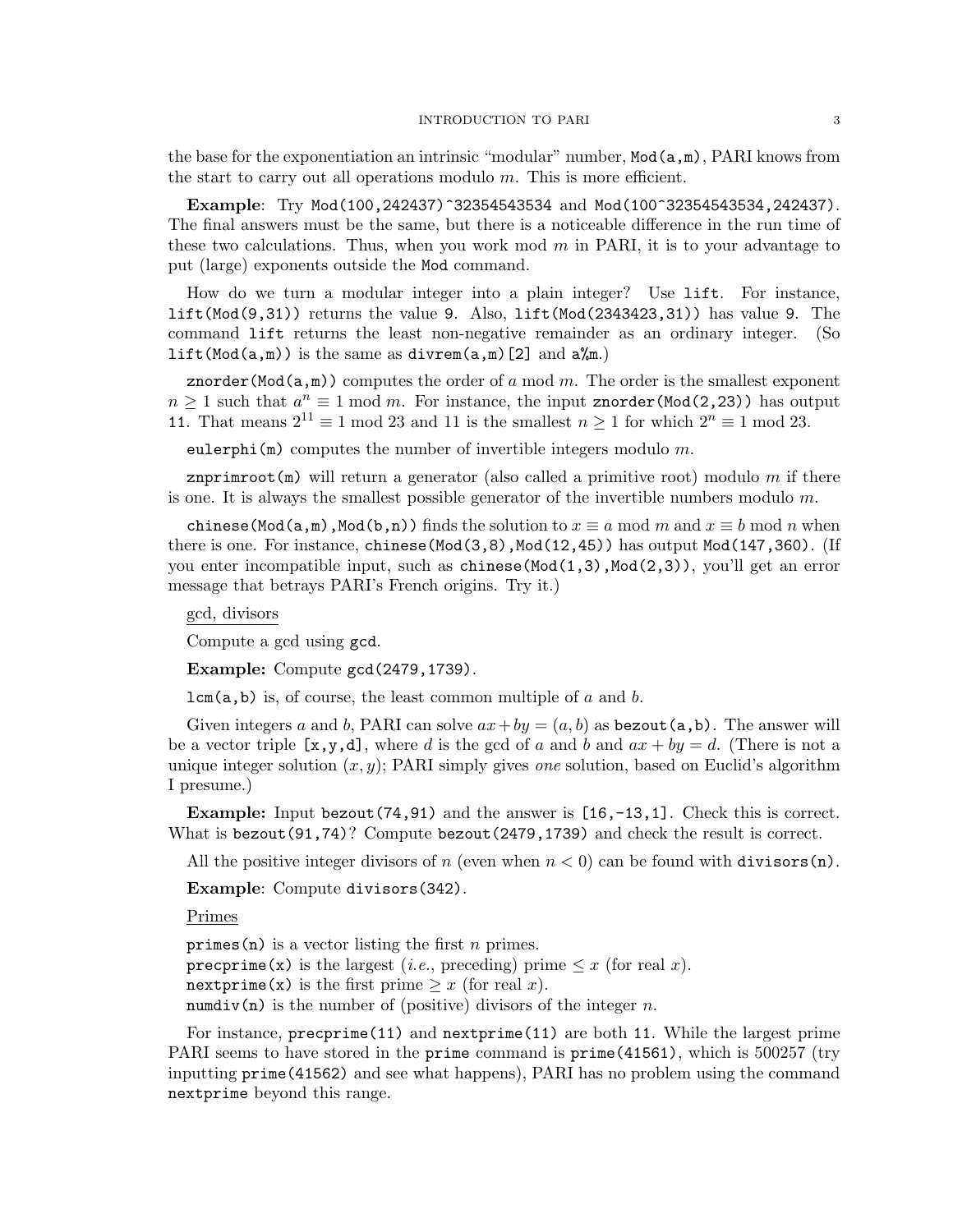the base for the exponentiation an intrinsic "modular" number, `Mod(a,m)`, PARI knows from the start to carry out all operations modulo $m$. This is more efficient.

**Example**: Try `Mod(100,242437)^32354543534` and `Mod(100^32354543534,242437)`. The final answers must be the same, but there is a noticeable difference in the run time of these two calculations. Thus, when you work mod $m$ in PARI, it is to your advantage to put (large) exponents outside the `Mod` command.

How do we turn a modular integer into a plain integer? Use `lift`. For instance, `lift(Mod(9,31))` returns the value `9`. Also, `lift(Mod(2343423,31))` has value `9`. The command `lift` returns the least non-negative remainder as an ordinary integer. (So `lift(Mod(a,m))` is the same as `divrem(a,m)[2]` and `a%m`.)

`znorder(Mod(a,m))` computes the order of $a$ mod $m$. The order is the smallest exponent $n \geq 1$ such that $a^n \equiv 1 \bmod m$. For instance, the input `znorder(Mod(2,23))` has output `11`. That means $2^{11} \equiv 1 \bmod 23$ and 11 is the smallest $n \geq 1$ for which $2^n \equiv 1 \bmod 23$.

`eulerphi(m)` computes the number of invertible integers modulo $m$.

`znprimroot(m)` will return a generator (also called a primitive root) modulo $m$ if there is one. It is always the smallest possible generator of the invertible numbers modulo $m$.

`chinese(Mod(a,m),Mod(b,n))` finds the solution to $x \equiv a \bmod m$ and $x \equiv b \bmod n$ when there is one. For instance, `chinese(Mod(3,8),Mod(12,45))` has output `Mod(147,360)`. (If you enter incompatible input, such as `chinese(Mod(1,3),Mod(2,3))`, you'll get an error message that betrays PARI's French origins. Try it.)

gcd, divisors

Compute a gcd using `gcd`.

**Example:** Compute `gcd(2479,1739)`.

`lcm(a,b)` is, of course, the least common multiple of $a$ and $b$.

Given integers $a$ and $b$, PARI can solve $ax+by = (a, b)$ as `bezout(a,b)`. The answer will be a vector triple `[x,y,d]`, where $d$ is the gcd of $a$ and $b$ and $ax + by = d$. (There is not a unique integer solution $(x, y)$; PARI simply gives *one* solution, based on Euclid's algorithm I presume.)

**Example:** Input `bezout(74,91)` and the answer is `[16,-13,1]`. Check this is correct. What is `bezout(91,74)`? Compute `bezout(2479,1739)` and check the result is correct.

All the positive integer divisors of $n$ (even when $n < 0$) can be found with `divisors(n)`.

**Example**: Compute `divisors(342)`.

Primes

`primes(n)` is a vector listing the first $n$ primes.
`precprime(x)` is the largest (*i.e.*, preceding) prime $\leq x$ (for real $x$).
`nextprime(x)` is the first prime $\geq x$ (for real $x$).
`numdiv(n)` is the number of (positive) divisors of the integer $n$.

For instance, `precprime(11)` and `nextprime(11)` are both `11`. While the largest prime PARI seems to have stored in the `prime` command is `prime(41561)`, which is 500257 (try inputting `prime(41562)` and see what happens), PARI has no problem using the command `nextprime` beyond this range.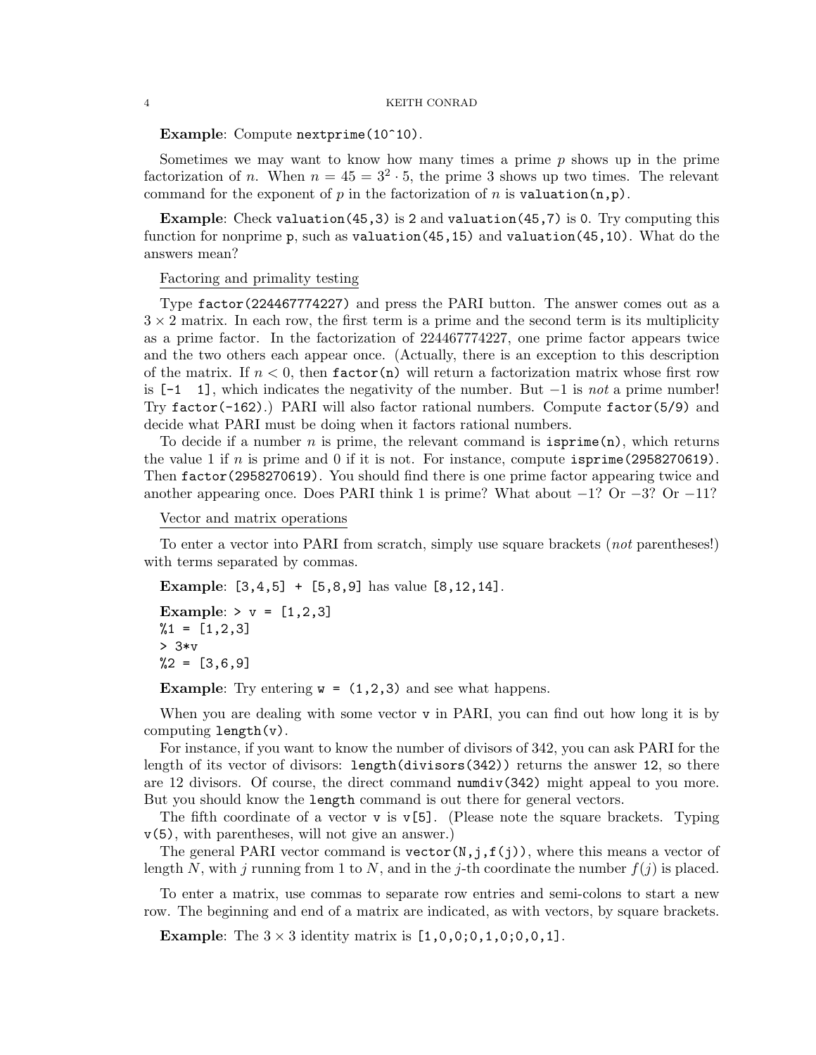**Example**: Compute `nextprime(10^10)`.

Sometimes we may want to know how many times a prime $p$ shows up in the prime factorization of $n$. When $n = 45 = 3^2 \cdot 5$, the prime 3 shows up two times. The relevant command for the exponent of $p$ in the factorization of $n$ is `valuation(n,p)`.

**Example**: Check `valuation(45,3)` is `2` and `valuation(45,7)` is `0`. Try computing this function for nonprime `p`, such as `valuation(45,15)` and `valuation(45,10)`. What do the answers mean?

## Factoring and primality testing

Type `factor(224467774227)` and press the PARI button. The answer comes out as a $3 \times 2$ matrix. In each row, the first term is a prime and the second term is its multiplicity as a prime factor. In the factorization of 224467774227, one prime factor appears twice and the two others each appear once. (Actually, there is an exception to this description of the matrix. If $n < 0$, then `factor(n)` will return a factorization matrix whose first row is `[-1 1]`, which indicates the negativity of the number. But $-1$ is *not* a prime number! Try `factor(-162)`.) PARI will also factor rational numbers. Compute `factor(5/9)` and decide what PARI must be doing when it factors rational numbers.

To decide if a number $n$ is prime, the relevant command is `isprime(n)`, which returns the value 1 if $n$ is prime and 0 if it is not. For instance, compute `isprime(2958270619)`. Then `factor(2958270619)`. You should find there is one prime factor appearing twice and another appearing once. Does PARI think 1 is prime? What about $-1$? Or $-3$? Or $-11$?

## Vector and matrix operations

To enter a vector into PARI from scratch, simply use square brackets (*not* parentheses!) with terms separated by commas.

**Example**: `[3,4,5] + [5,8,9]` has value `[8,12,14]`.

**Example**:
```
> v = [1,2,3]
%1 = [1,2,3]
> 3*v
%2 = [3,6,9]
```

**Example**: Try entering `w = (1,2,3)` and see what happens.

When you are dealing with some vector `v` in PARI, you can find out how long it is by computing `length(v)`.

For instance, if you want to know the number of divisors of 342, you can ask PARI for the length of its vector of divisors: `length(divisors(342))` returns the answer `12`, so there are 12 divisors. Of course, the direct command `numdiv(342)` might appeal to you more. But you should know the `length` command is out there for general vectors.

The fifth coordinate of a vector `v` is `v[5]`. (Please note the square brackets. Typing `v(5)`, with parentheses, will not give an answer.)

The general PARI vector command is `vector(N,j,f(j))`, where this means a vector of length $N$, with $j$ running from 1 to $N$, and in the $j$-th coordinate the number $f(j)$ is placed.

To enter a matrix, use commas to separate row entries and semi-colons to start a new row. The beginning and end of a matrix are indicated, as with vectors, by square brackets.

**Example**: The $3 \times 3$ identity matrix is `[1,0,0;0,1,0;0,0,1]`.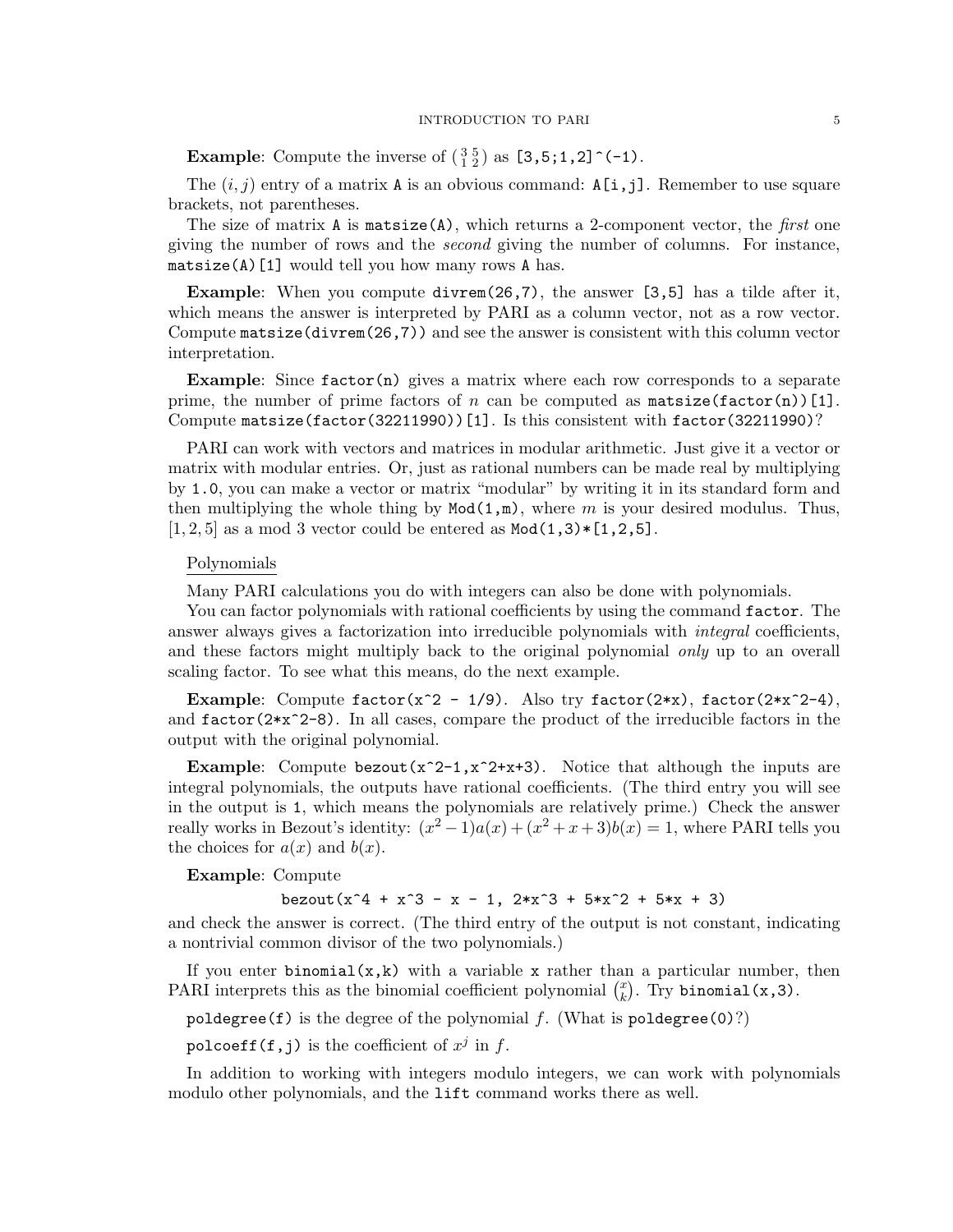**Example**: Compute the inverse of $\left(\begin{smallmatrix} 3 & 5 \\ 1 & 2 \end{smallmatrix}\right)$ as `[3,5;1,2]^(-1)`.

The $(i, j)$ entry of a matrix `A` is an obvious command: `A[i,j]`. Remember to use square brackets, not parentheses.

The size of matrix `A` is `matsize(A)`, which returns a 2-component vector, the *first* one giving the number of rows and the *second* giving the number of columns. For instance, `matsize(A)[1]` would tell you how many rows `A` has.

**Example**: When you compute `divrem(26,7)`, the answer `[3,5]` has a tilde after it, which means the answer is interpreted by PARI as a column vector, not as a row vector. Compute `matsize(divrem(26,7))` and see the answer is consistent with this column vector interpretation.

**Example**: Since `factor(n)` gives a matrix where each row corresponds to a separate prime, the number of prime factors of $n$ can be computed as `matsize(factor(n))[1]`. Compute `matsize(factor(32211990))[1]`. Is this consistent with `factor(32211990)`?

PARI can work with vectors and matrices in modular arithmetic. Just give it a vector or matrix with modular entries. Or, just as rational numbers can be made real by multiplying by `1.0`, you can make a vector or matrix "modular" by writing it in its standard form and then multiplying the whole thing by `Mod(1,m)`, where $m$ is your desired modulus. Thus, $[1, 2, 5]$ as a mod 3 vector could be entered as `Mod(1,3)*[1,2,5]`.

## Polynomials

Many PARI calculations you do with integers can also be done with polynomials.

You can factor polynomials with rational coefficients by using the command `factor`. The answer always gives a factorization into irreducible polynomials with *integral* coefficients, and these factors might multiply back to the original polynomial *only* up to an overall scaling factor. To see what this means, do the next example.

**Example**: Compute `factor(x^2 - 1/9)`. Also try `factor(2*x)`, `factor(2*x^2-4)`, and `factor(2*x^2-8)`. In all cases, compare the product of the irreducible factors in the output with the original polynomial.

**Example**: Compute `bezout(x^2-1,x^2+x+3)`. Notice that although the inputs are integral polynomials, the outputs have rational coefficients. (The third entry you will see in the output is `1`, which means the polynomials are relatively prime.) Check the answer really works in Bezout's identity: $(x^2 - 1)a(x) + (x^2 + x + 3)b(x) = 1$, where PARI tells you the choices for $a(x)$ and $b(x)$.

**Example**: Compute

```
bezout(x^4 + x^3 - x - 1, 2*x^3 + 5*x^2 + 5*x + 3)
```

and check the answer is correct. (The third entry of the output is not constant, indicating a nontrivial common divisor of the two polynomials.)

If you enter `binomial(x,k)` with a variable `x` rather than a particular number, then PARI interprets this as the binomial coefficient polynomial $\binom{x}{k}$. Try `binomial(x,3)`.

`poldegree(f)` is the degree of the polynomial $f$. (What is `poldegree(0)`?)

`polcoeff(f,j)` is the coefficient of $x^j$ in $f$.

In addition to working with integers modulo integers, we can work with polynomials modulo other polynomials, and the `lift` command works there as well.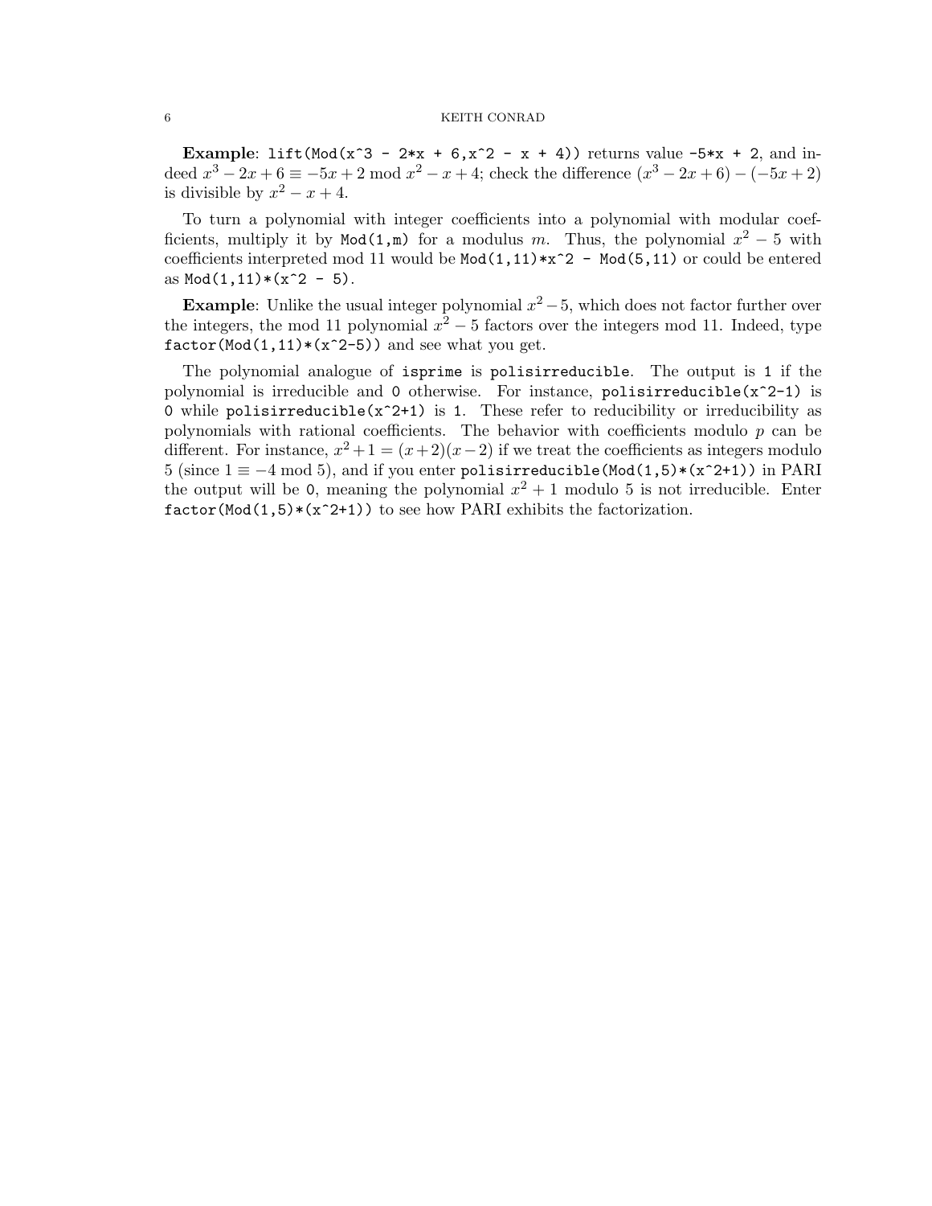**Example**: `lift(Mod(x^3 - 2*x + 6,x^2 - x + 4))` returns value `-5*x + 2`, and indeed $x^3 - 2x + 6 \equiv -5x + 2 \bmod x^2 - x + 4$; check the difference $(x^3 - 2x + 6) - (-5x + 2)$ is divisible by $x^2 - x + 4$.

To turn a polynomial with integer coefficients into a polynomial with modular coefficients, multiply it by `Mod(1,m)` for a modulus $m$. Thus, the polynomial $x^2 - 5$ with coefficients interpreted mod 11 would be `Mod(1,11)*x^2 - Mod(5,11)` or could be entered as `Mod(1,11)*(x^2 - 5)`.

**Example**: Unlike the usual integer polynomial $x^2 - 5$, which does not factor further over the integers, the mod 11 polynomial $x^2 - 5$ factors over the integers mod 11. Indeed, type `factor(Mod(1,11)*(x^2-5))` and see what you get.

The polynomial analogue of `isprime` is `polisirreducible`. The output is `1` if the polynomial is irreducible and `0` otherwise. For instance, `polisirreducible(x^2-1)` is `0` while `polisirreducible(x^2+1)` is `1`. These refer to reducibility or irreducibility as polynomials with rational coefficients. The behavior with coefficients modulo $p$ can be different. For instance, $x^2 + 1 = (x + 2)(x - 2)$ if we treat the coefficients as integers modulo 5 (since $1 \equiv -4 \bmod 5$), and if you enter `polisirreducible(Mod(1,5)*(x^2+1))` in PARI the output will be `0`, meaning the polynomial $x^2 + 1$ modulo 5 is not irreducible. Enter `factor(Mod(1,5)*(x^2+1))` to see how PARI exhibits the factorization.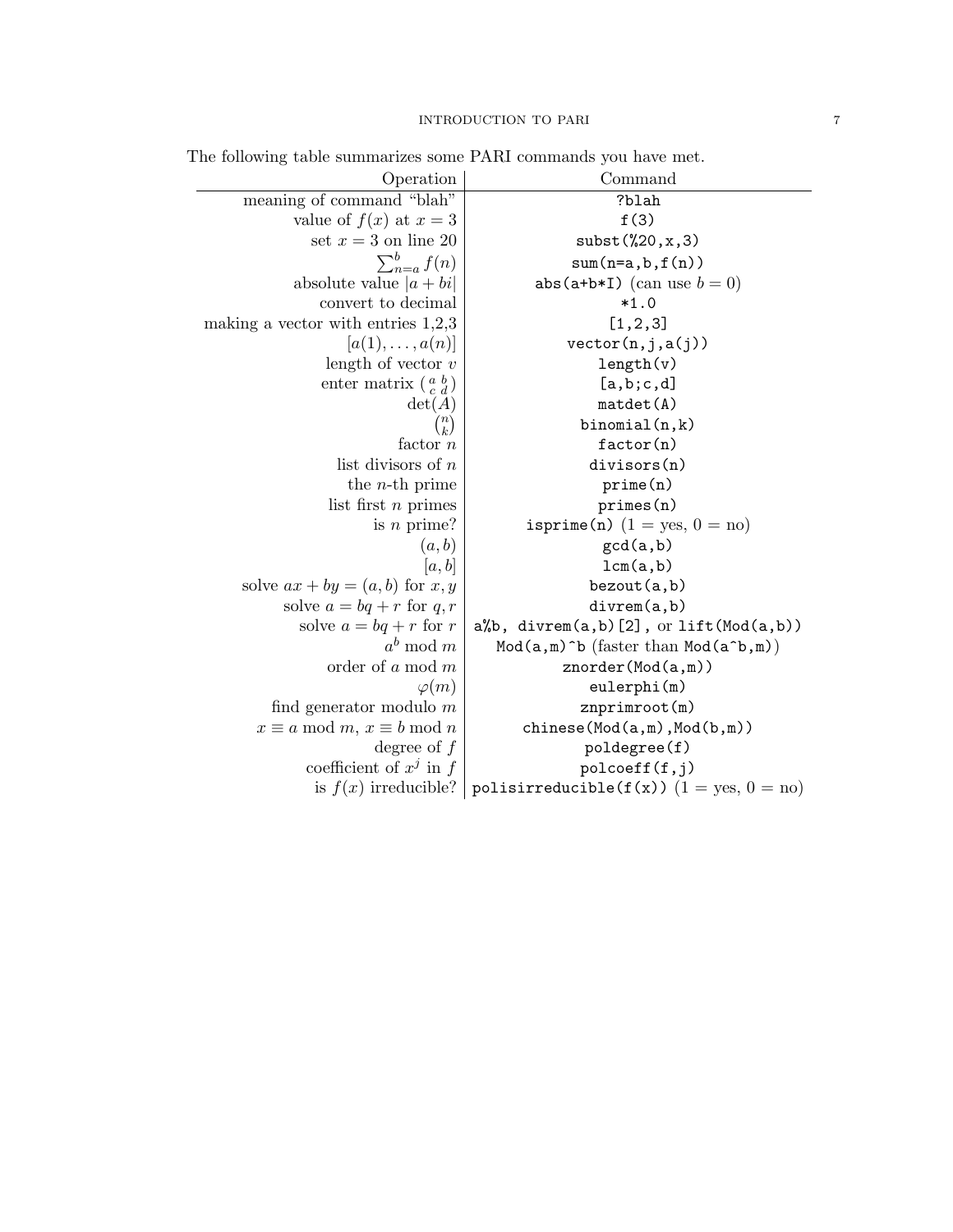The following table summarizes some PARI commands you have met.

| Operation | Command |
|---|---|
| meaning of command "blah" | `?blah` |
| value of $f(x)$ at $x = 3$ | `f(3)` |
| set $x = 3$ on line 20 | `subst(%20,x,3)` |
| $\sum_{n=a}^{b} f(n)$ | `sum(n=a,b,f(n))` |
| absolute value $\|a + bi\|$ | `abs(a+b*I)` (can use $b = 0$) |
| convert to decimal | `*1.0` |
| making a vector with entries 1,2,3 | `[1,2,3]` |
| $[a(1), \ldots, a(n)]$ | `vector(n,j,a(j))` |
| length of vector $v$ | `length(v)` |
| enter matrix $\left(\begin{smallmatrix} a & b \\ c & d \end{smallmatrix}\right)$ | `[a,b;c,d]` |
| $\det(A)$ | `matdet(A)` |
| $\binom{n}{k}$ | `binomial(n,k)` |
| factor $n$ | `factor(n)` |
| list divisors of $n$ | `divisors(n)` |
| the $n$-th prime | `prime(n)` |
| list first $n$ primes | `primes(n)` |
| is $n$ prime? | `isprime(n)` ($1 =$ yes, $0 =$ no) |
| $(a, b)$ | `gcd(a,b)` |
| $[a, b]$ | `lcm(a,b)` |
| solve $ax + by = (a, b)$ for $x, y$ | `bezout(a,b)` |
| solve $a = bq + r$ for $q, r$ | `divrem(a,b)` |
| solve $a = bq + r$ for $r$ | `a%b, divrem(a,b)[2]`, or `lift(Mod(a,b))` |
| $a^b \bmod m$ | `Mod(a,m)^b` (faster than `Mod(a^b,m)`) |
| order of $a \bmod m$ | `znorder(Mod(a,m))` |
| $\varphi(m)$ | `eulerphi(m)` |
| find generator modulo $m$ | `znprimroot(m)` |
| $x \equiv a \bmod m$, $x \equiv b \bmod n$ | `chinese(Mod(a,m),Mod(b,m))` |
| degree of $f$ | `poldegree(f)` |
| coefficient of $x^j$ in $f$ | `polcoeff(f,j)` |
| is $f(x)$ irreducible? | `polisirreducible(f(x))` ($1 =$ yes, $0 =$ no) |